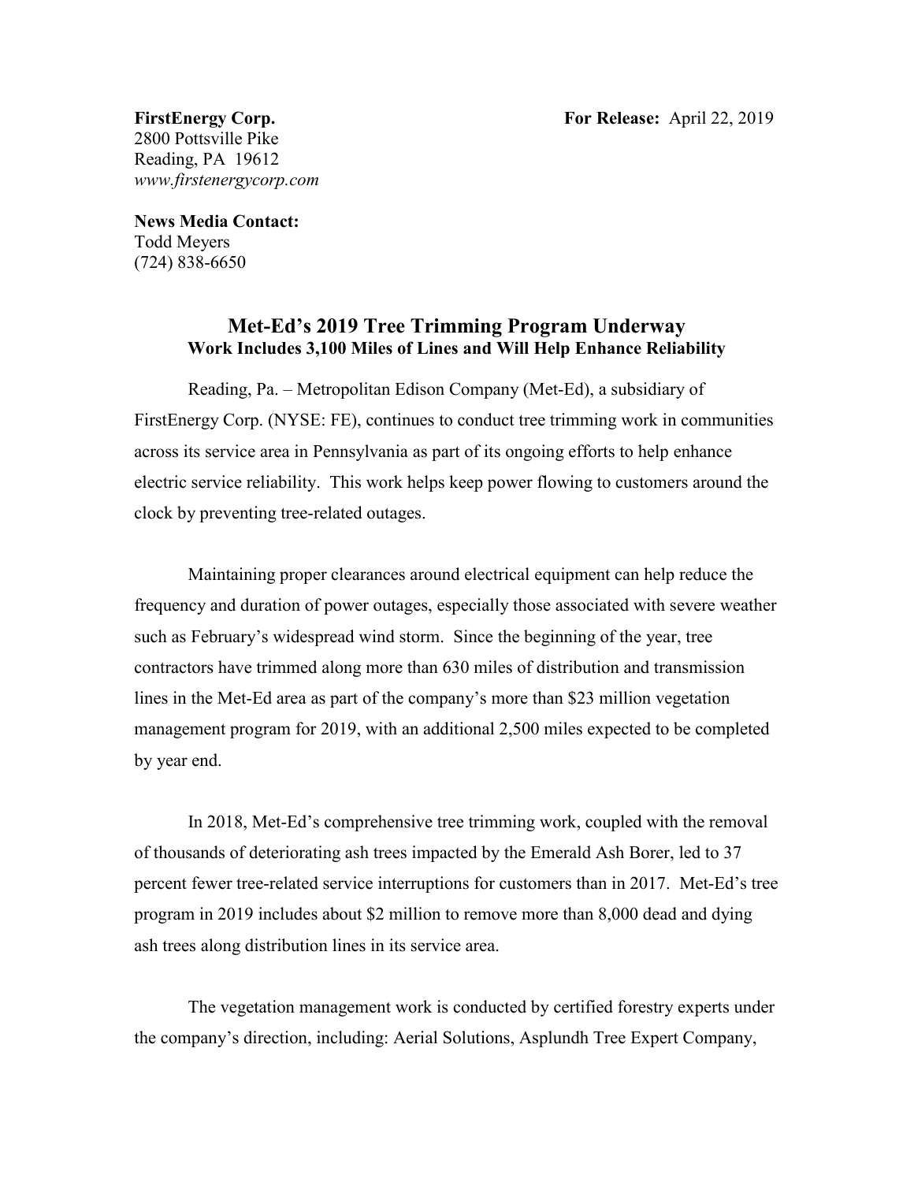**FirstEnergy Corp.** **For Release:** April 22, 2019

2800 Pottsville Pike
Reading, PA 19612
*www.firstenergycorp.com*

**News Media Contact:**
Todd Meyers
(724) 838-6650

## Met-Ed's 2019 Tree Trimming Program Underway

### Work Includes 3,100 Miles of Lines and Will Help Enhance Reliability

Reading, Pa. – Metropolitan Edison Company (Met-Ed), a subsidiary of FirstEnergy Corp. (NYSE: FE), continues to conduct tree trimming work in communities across its service area in Pennsylvania as part of its ongoing efforts to help enhance electric service reliability. This work helps keep power flowing to customers around the clock by preventing tree-related outages.

Maintaining proper clearances around electrical equipment can help reduce the frequency and duration of power outages, especially those associated with severe weather such as February's widespread wind storm. Since the beginning of the year, tree contractors have trimmed along more than 630 miles of distribution and transmission lines in the Met-Ed area as part of the company's more than $23 million vegetation management program for 2019, with an additional 2,500 miles expected to be completed by year end.

In 2018, Met-Ed's comprehensive tree trimming work, coupled with the removal of thousands of deteriorating ash trees impacted by the Emerald Ash Borer, led to 37 percent fewer tree-related service interruptions for customers than in 2017. Met-Ed's tree program in 2019 includes about $2 million to remove more than 8,000 dead and dying ash trees along distribution lines in its service area.

The vegetation management work is conducted by certified forestry experts under the company's direction, including: Aerial Solutions, Asplundh Tree Expert Company,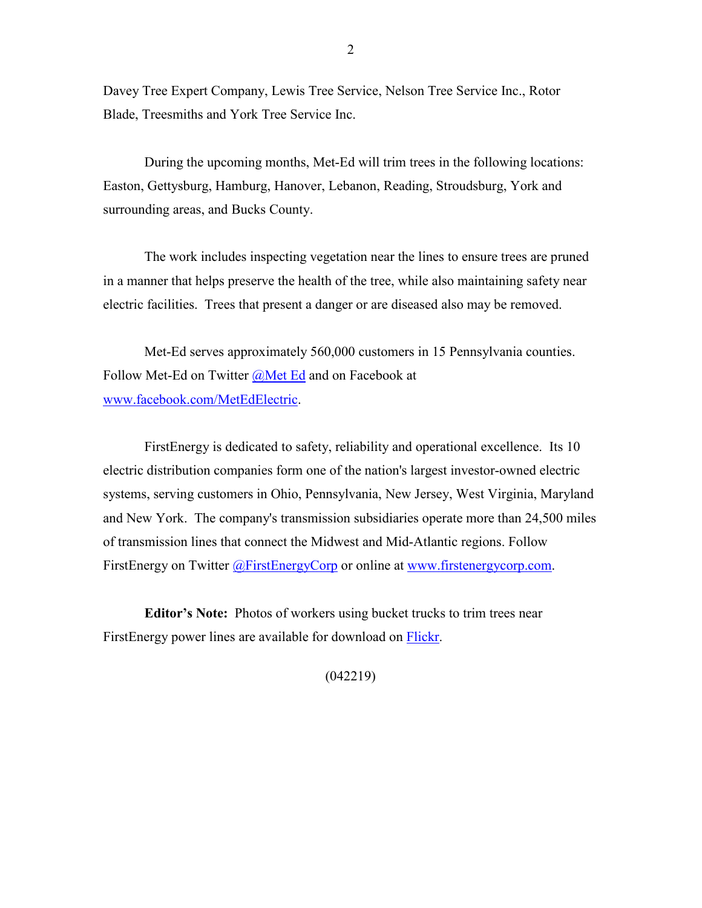Davey Tree Expert Company, Lewis Tree Service, Nelson Tree Service Inc., Rotor Blade, Treesmiths and York Tree Service Inc.

During the upcoming months, Met-Ed will trim trees in the following locations: Easton, Gettysburg, Hamburg, Hanover, Lebanon, Reading, Stroudsburg, York and surrounding areas, and Bucks County.

The work includes inspecting vegetation near the lines to ensure trees are pruned in a manner that helps preserve the health of the tree, while also maintaining safety near electric facilities. Trees that present a danger or are diseased also may be removed.

Met-Ed serves approximately 560,000 customers in 15 Pennsylvania counties. Follow Met-Ed on Twitter @Met Ed and on Facebook at www.facebook.com/MetEdElectric.

FirstEnergy is dedicated to safety, reliability and operational excellence. Its 10 electric distribution companies form one of the nation's largest investor-owned electric systems, serving customers in Ohio, Pennsylvania, New Jersey, West Virginia, Maryland and New York. The company's transmission subsidiaries operate more than 24,500 miles of transmission lines that connect the Midwest and Mid-Atlantic regions. Follow FirstEnergy on Twitter @FirstEnergyCorp or online at www.firstenergycorp.com.

**Editor's Note:** Photos of workers using bucket trucks to trim trees near FirstEnergy power lines are available for download on Flickr.

(042219)